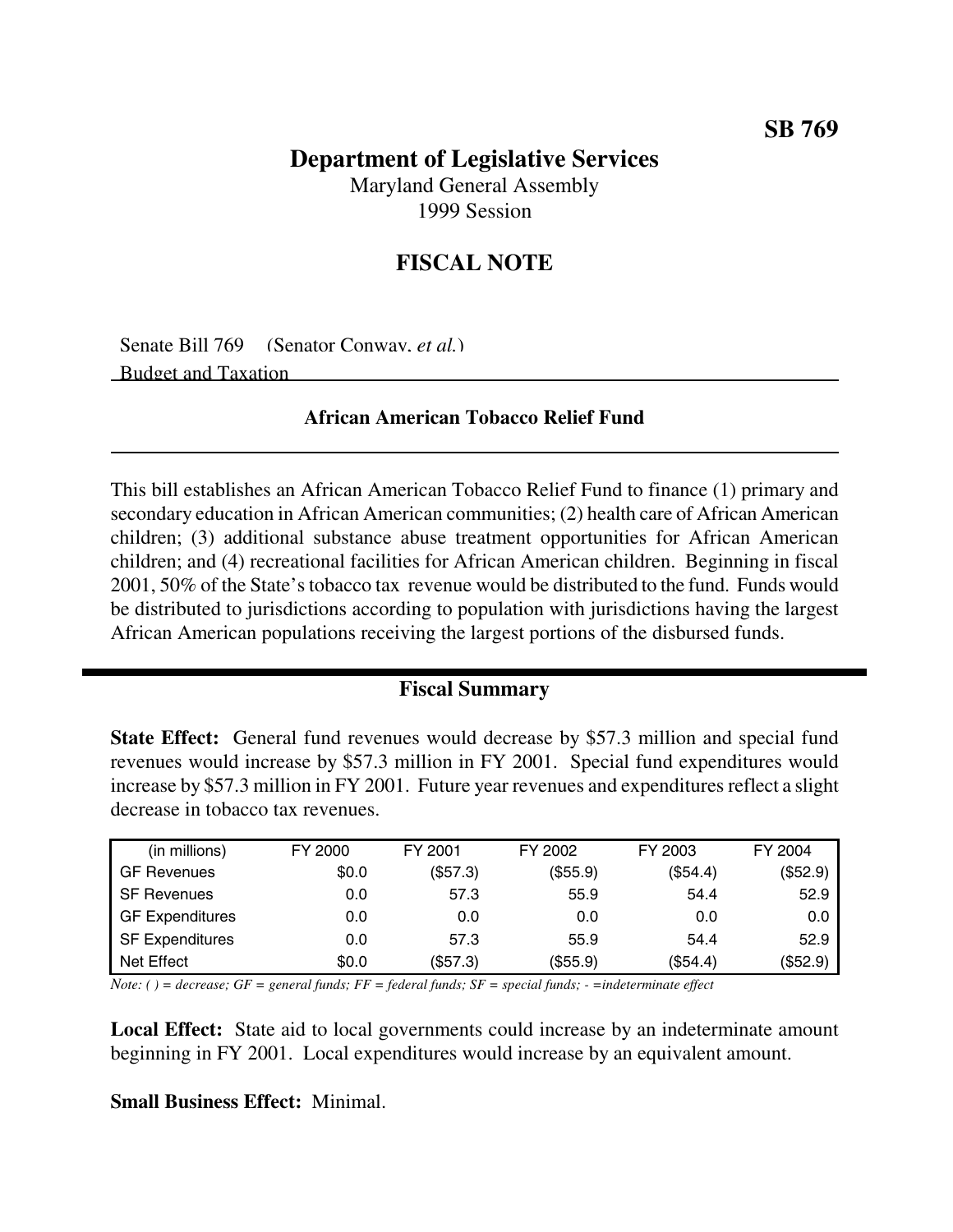**SB 769**

# Department of Legislative Services

Maryland General Assembly
1999 Session

## FISCAL NOTE

Senate Bill 769 (Senator Conway, *et al.*)
Budget and Taxation

### African American Tobacco Relief Fund

This bill establishes an African American Tobacco Relief Fund to finance (1) primary and secondary education in African American communities; (2) health care of African American children; (3) additional substance abuse treatment opportunities for African American children; and (4) recreational facilities for African American children. Beginning in fiscal 2001, 50% of the State's tobacco tax revenue would be distributed to the fund. Funds would be distributed to jurisdictions according to population with jurisdictions having the largest African American populations receiving the largest portions of the disbursed funds.

### Fiscal Summary

**State Effect:** General fund revenues would decrease by $57.3 million and special fund revenues would increase by $57.3 million in FY 2001. Special fund expenditures would increase by $57.3 million in FY 2001. Future year revenues and expenditures reflect a slight decrease in tobacco tax revenues.

| (in millions) | FY 2000 | FY 2001 | FY 2002 | FY 2003 | FY 2004 |
|---|---|---|---|---|---|
| GF Revenues | $0.0 | ($57.3) | ($55.9) | ($54.4) | ($52.9) |
| SF Revenues | 0.0 | 57.3 | 55.9 | 54.4 | 52.9 |
| GF Expenditures | 0.0 | 0.0 | 0.0 | 0.0 | 0.0 |
| SF Expenditures | 0.0 | 57.3 | 55.9 | 54.4 | 52.9 |
| Net Effect | $0.0 | ($57.3) | ($55.9) | ($54.4) | ($52.9) |

*Note: ( ) = decrease; GF = general funds; FF = federal funds; SF = special funds; - =indeterminate effect*

**Local Effect:** State aid to local governments could increase by an indeterminate amount beginning in FY 2001. Local expenditures would increase by an equivalent amount.

**Small Business Effect:** Minimal.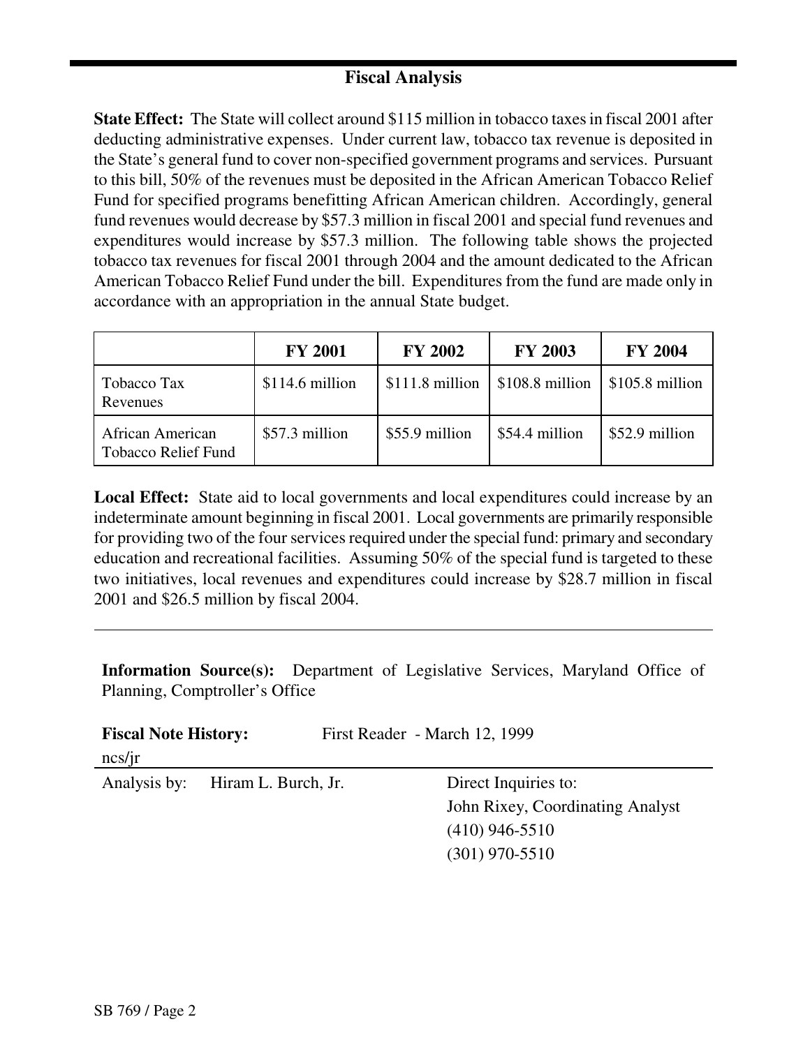## Fiscal Analysis

**State Effect:** The State will collect around $115 million in tobacco taxes in fiscal 2001 after deducting administrative expenses. Under current law, tobacco tax revenue is deposited in the State's general fund to cover non-specified government programs and services. Pursuant to this bill, 50% of the revenues must be deposited in the African American Tobacco Relief Fund for specified programs benefitting African American children. Accordingly, general fund revenues would decrease by $57.3 million in fiscal 2001 and special fund revenues and expenditures would increase by $57.3 million. The following table shows the projected tobacco tax revenues for fiscal 2001 through 2004 and the amount dedicated to the African American Tobacco Relief Fund under the bill. Expenditures from the fund are made only in accordance with an appropriation in the annual State budget.

| | **FY 2001** | **FY 2002** | **FY 2003** | **FY 2004** |
|---|---|---|---|---|
| Tobacco Tax Revenues | $114.6 million | $111.8 million | $108.8 million | $105.8 million |
| African American Tobacco Relief Fund | $57.3 million | $55.9 million | $54.4 million | $52.9 million |

**Local Effect:** State aid to local governments and local expenditures could increase by an indeterminate amount beginning in fiscal 2001. Local governments are primarily responsible for providing two of the four services required under the special fund: primary and secondary education and recreational facilities. Assuming 50% of the special fund is targeted to these two initiatives, local revenues and expenditures could increase by $28.7 million in fiscal 2001 and $26.5 million by fiscal 2004.

---

**Information Source(s):** Department of Legislative Services, Maryland Office of Planning, Comptroller's Office

**Fiscal Note History:** First Reader - March 12, 1999

ncs/jr

Analysis by: Hiram L. Burch, Jr.

Direct Inquiries to:
John Rixey, Coordinating Analyst
(410) 946-5510
(301) 970-5510